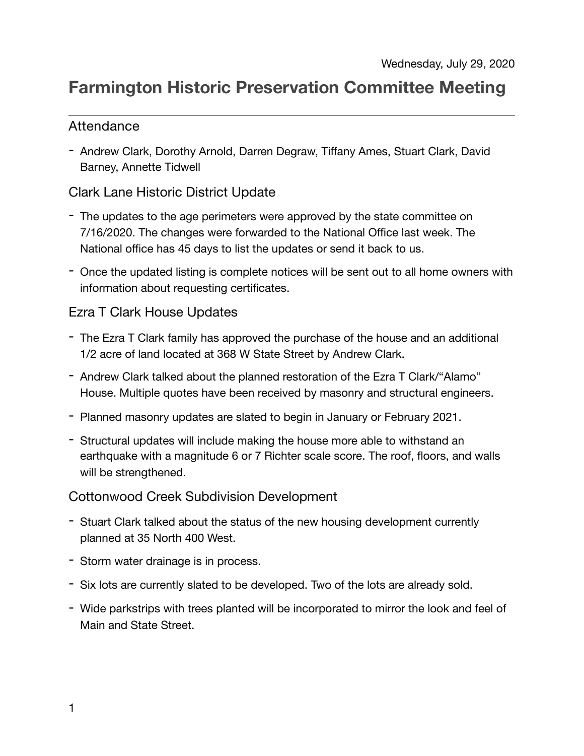Wednesday, July 29, 2020

# Farmington Historic Preservation Committee Meeting

---

## Attendance

- Andrew Clark, Dorothy Arnold, Darren Degraw, Tiffany Ames, Stuart Clark, David Barney, Annette Tidwell

## Clark Lane Historic District Update

- The updates to the age perimeters were approved by the state committee on 7/16/2020. The changes were forwarded to the National Office last week. The National office has 45 days to list the updates or send it back to us.
- Once the updated listing is complete notices will be sent out to all home owners with information about requesting certificates.

## Ezra T Clark House Updates

- The Ezra T Clark family has approved the purchase of the house and an additional 1/2 acre of land located at 368 W State Street by Andrew Clark.
- Andrew Clark talked about the planned restoration of the Ezra T Clark/"Alamo" House. Multiple quotes have been received by masonry and structural engineers.
- Planned masonry updates are slated to begin in January or February 2021.
- Structural updates will include making the house more able to withstand an earthquake with a magnitude 6 or 7 Richter scale score. The roof, floors, and walls will be strengthened.

## Cottonwood Creek Subdivision Development

- Stuart Clark talked about the status of the new housing development currently planned at 35 North 400 West.
- Storm water drainage is in process.
- Six lots are currently slated to be developed. Two of the lots are already sold.
- Wide parkstrips with trees planted will be incorporated to mirror the look and feel of Main and State Street.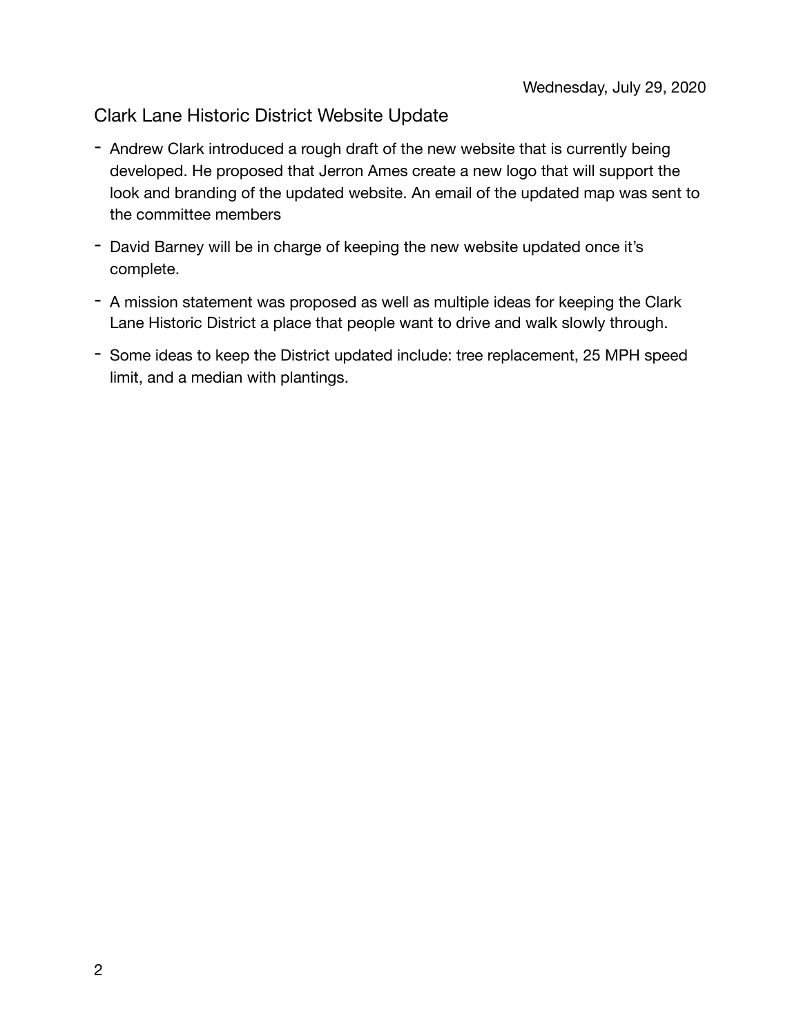Wednesday, July 29, 2020

## Clark Lane Historic District Website Update

- Andrew Clark introduced a rough draft of the new website that is currently being developed. He proposed that Jerron Ames create a new logo that will support the look and branding of the updated website. An email of the updated map was sent to the committee members
- David Barney will be in charge of keeping the new website updated once it's complete.
- A mission statement was proposed as well as multiple ideas for keeping the Clark Lane Historic District a place that people want to drive and walk slowly through.
- Some ideas to keep the District updated include: tree replacement, 25 MPH speed limit, and a median with plantings.